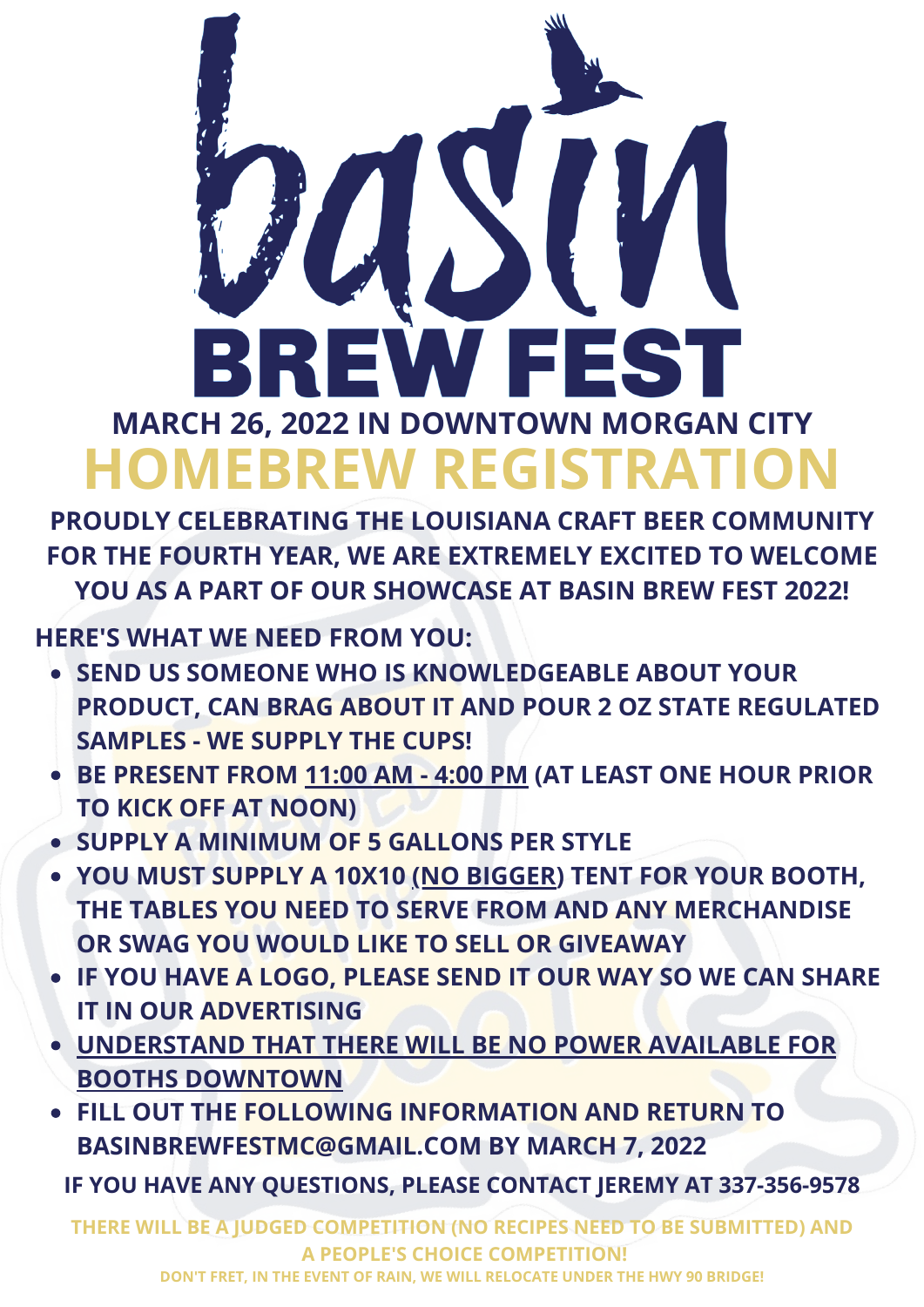# basin BREW FEST

## MARCH 26, 2022 IN DOWNTOWN MORGAN CITY

# HOMEBREW REGISTRATION

**PROUDLY CELEBRATING THE LOUISIANA CRAFT BEER COMMUNITY FOR THE FOURTH YEAR, WE ARE EXTREMELY EXCITED TO WELCOME YOU AS A PART OF OUR SHOWCASE AT BASIN BREW FEST 2022!**

**HERE'S WHAT WE NEED FROM YOU:**

- **SEND US SOMEONE WHO IS KNOWLEDGEABLE ABOUT YOUR PRODUCT, CAN BRAG ABOUT IT AND POUR 2 OZ STATE REGULATED SAMPLES - WE SUPPLY THE CUPS!**
- **BE PRESENT FROM 11:00 AM - 4:00 PM (AT LEAST ONE HOUR PRIOR TO KICK OFF AT NOON)**
- **SUPPLY A MINIMUM OF 5 GALLONS PER STYLE**
- **YOU MUST SUPPLY A 10X10 (NO BIGGER) TENT FOR YOUR BOOTH, THE TABLES YOU NEED TO SERVE FROM AND ANY MERCHANDISE OR SWAG YOU WOULD LIKE TO SELL OR GIVEAWAY**
- **IF YOU HAVE A LOGO, PLEASE SEND IT OUR WAY SO WE CAN SHARE IT IN OUR ADVERTISING**
- **UNDERSTAND THAT THERE WILL BE NO POWER AVAILABLE FOR BOOTHS DOWNTOWN**
- **FILL OUT THE FOLLOWING INFORMATION AND RETURN TO BASINBREWFESTMC@GMAIL.COM BY MARCH 7, 2022**

**IF YOU HAVE ANY QUESTIONS, PLEASE CONTACT JEREMY AT 337-356-9578**

**THERE WILL BE A JUDGED COMPETITION (NO RECIPES NEED TO BE SUBMITTED) AND A PEOPLE'S CHOICE COMPETITION!**

**DON'T FRET, IN THE EVENT OF RAIN, WE WILL RELOCATE UNDER THE HWY 90 BRIDGE!**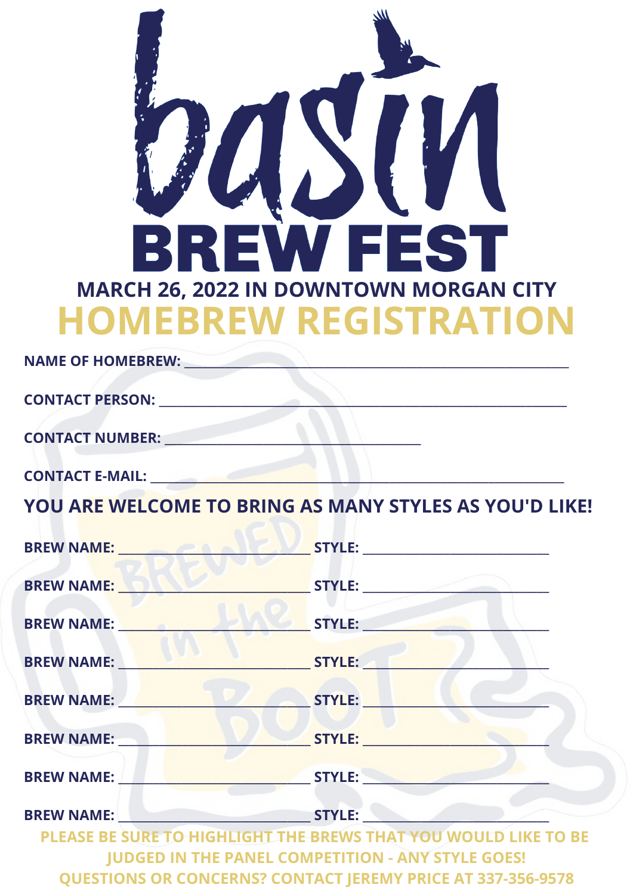# basin BREW FEST

**MARCH 26, 2022 IN DOWNTOWN MORGAN CITY**

## HOMEBREW REGISTRATION

**NAME OF HOMEBREW:** ______________________________________________

**CONTACT PERSON:** ______________________________________________

**CONTACT NUMBER:** ______________________________

**CONTACT E-MAIL:** ______________________________________________

**YOU ARE WELCOME TO BRING AS MANY STYLES AS YOU'D LIKE!**

**BREW NAME:** _______________________ **STYLE:** _______________________

**BREW NAME:** _______________________ **STYLE:** _______________________

**BREW NAME:** _______________________ **STYLE:** _______________________

**BREW NAME:** _______________________ **STYLE:** _______________________

**BREW NAME:** _______________________ **STYLE:** _______________________

**BREW NAME:** _______________________ **STYLE:** _______________________

**BREW NAME:** _______________________ **STYLE:** _______________________

**BREW NAME:** _______________________ **STYLE:** _______________________

**PLEASE BE SURE TO HIGHLIGHT THE BREWS THAT YOU WOULD LIKE TO BE JUDGED IN THE PANEL COMPETITION - ANY STYLE GOES!**

**QUESTIONS OR CONCERNS? CONTACT JEREMY PRICE AT 337-356-9578**